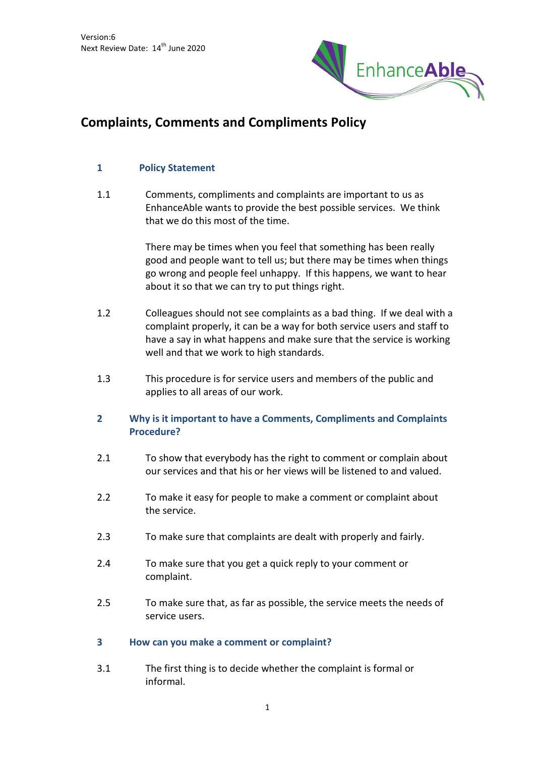Version:6
Next Review Date: 14th June 2020

EnhanceAble

# Complaints, Comments and Compliments Policy

## 1 Policy Statement

1.1 Comments, compliments and complaints are important to us as EnhanceAble wants to provide the best possible services. We think that we do this most of the time.

There may be times when you feel that something has been really good and people want to tell us; but there may be times when things go wrong and people feel unhappy. If this happens, we want to hear about it so that we can try to put things right.

1.2 Colleagues should not see complaints as a bad thing. If we deal with a complaint properly, it can be a way for both service users and staff to have a say in what happens and make sure that the service is working well and that we work to high standards.

1.3 This procedure is for service users and members of the public and applies to all areas of our work.

## 2 Why is it important to have a Comments, Compliments and Complaints Procedure?

2.1 To show that everybody has the right to comment or complain about our services and that his or her views will be listened to and valued.

2.2 To make it easy for people to make a comment or complaint about the service.

2.3 To make sure that complaints are dealt with properly and fairly.

2.4 To make sure that you get a quick reply to your comment or complaint.

2.5 To make sure that, as far as possible, the service meets the needs of service users.

## 3 How can you make a comment or complaint?

3.1 The first thing is to decide whether the complaint is formal or informal.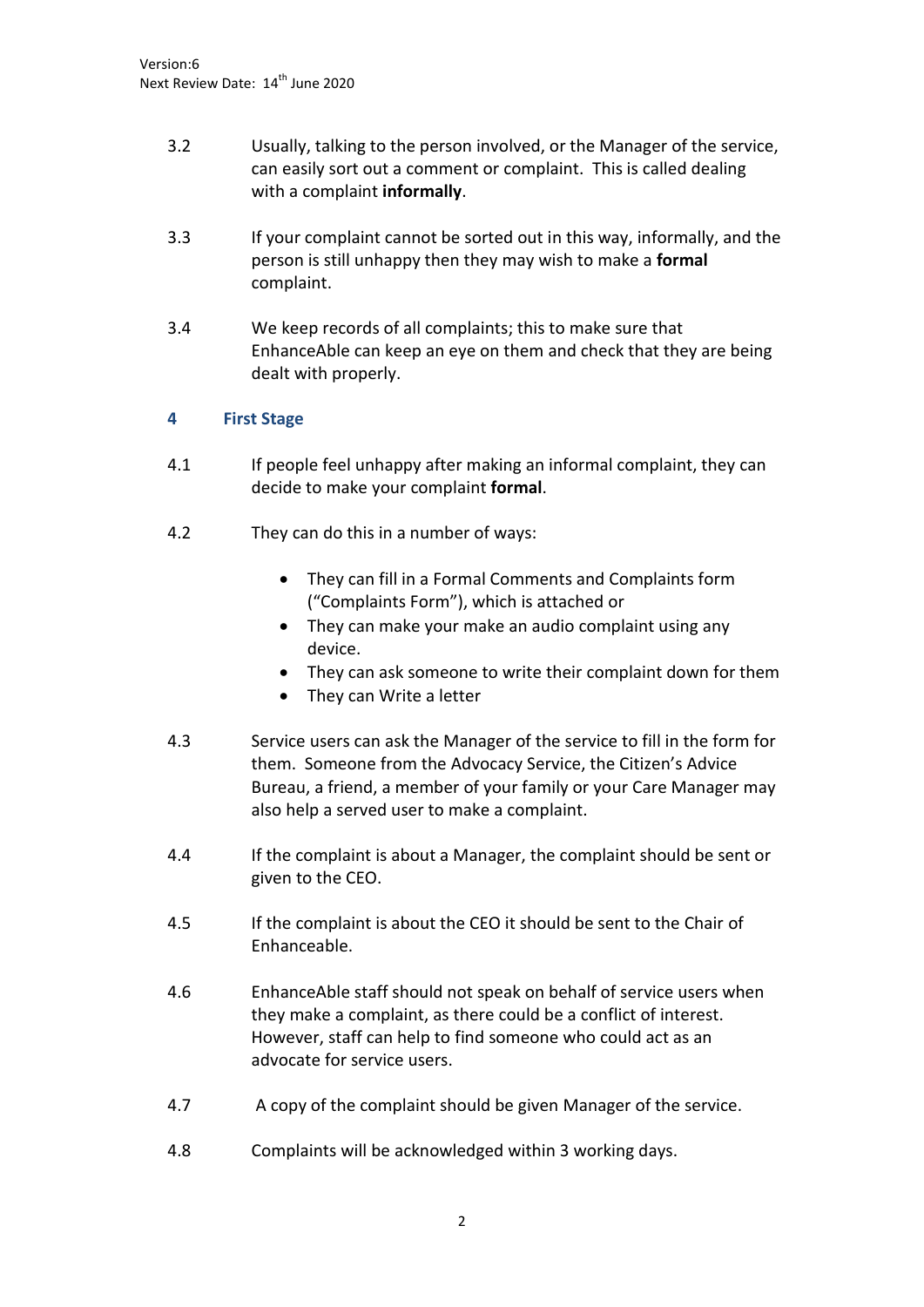3.2 Usually, talking to the person involved, or the Manager of the service, can easily sort out a comment or complaint. This is called dealing with a complaint **informally**.

3.3 If your complaint cannot be sorted out in this way, informally, and the person is still unhappy then they may wish to make a **formal** complaint.

3.4 We keep records of all complaints; this to make sure that EnhanceAble can keep an eye on them and check that they are being dealt with properly.

## 4 First Stage

4.1 If people feel unhappy after making an informal complaint, they can decide to make your complaint **formal**.

4.2 They can do this in a number of ways:

- They can fill in a Formal Comments and Complaints form ("Complaints Form"), which is attached or
- They can make your make an audio complaint using any device.
- They can ask someone to write their complaint down for them
- They can Write a letter

4.3 Service users can ask the Manager of the service to fill in the form for them. Someone from the Advocacy Service, the Citizen's Advice Bureau, a friend, a member of your family or your Care Manager may also help a served user to make a complaint.

4.4 If the complaint is about a Manager, the complaint should be sent or given to the CEO.

4.5 If the complaint is about the CEO it should be sent to the Chair of Enhanceable.

4.6 EnhanceAble staff should not speak on behalf of service users when they make a complaint, as there could be a conflict of interest. However, staff can help to find someone who could act as an advocate for service users.

4.7 A copy of the complaint should be given Manager of the service.

4.8 Complaints will be acknowledged within 3 working days.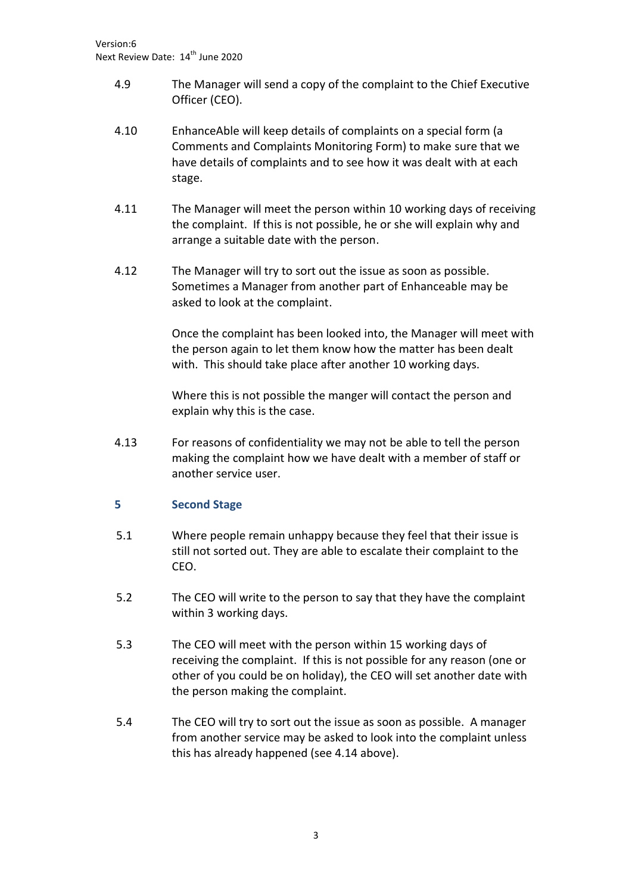4.9 The Manager will send a copy of the complaint to the Chief Executive Officer (CEO).

4.10 EnhanceAble will keep details of complaints on a special form (a Comments and Complaints Monitoring Form) to make sure that we have details of complaints and to see how it was dealt with at each stage.

4.11 The Manager will meet the person within 10 working days of receiving the complaint. If this is not possible, he or she will explain why and arrange a suitable date with the person.

4.12 The Manager will try to sort out the issue as soon as possible. Sometimes a Manager from another part of Enhanceable may be asked to look at the complaint.

Once the complaint has been looked into, the Manager will meet with the person again to let them know how the matter has been dealt with. This should take place after another 10 working days.

Where this is not possible the manger will contact the person and explain why this is the case.

4.13 For reasons of confidentiality we may not be able to tell the person making the complaint how we have dealt with a member of staff or another service user.

## 5 Second Stage

5.1 Where people remain unhappy because they feel that their issue is still not sorted out. They are able to escalate their complaint to the CEO.

5.2 The CEO will write to the person to say that they have the complaint within 3 working days.

5.3 The CEO will meet with the person within 15 working days of receiving the complaint. If this is not possible for any reason (one or other of you could be on holiday), the CEO will set another date with the person making the complaint.

5.4 The CEO will try to sort out the issue as soon as possible. A manager from another service may be asked to look into the complaint unless this has already happened (see 4.14 above).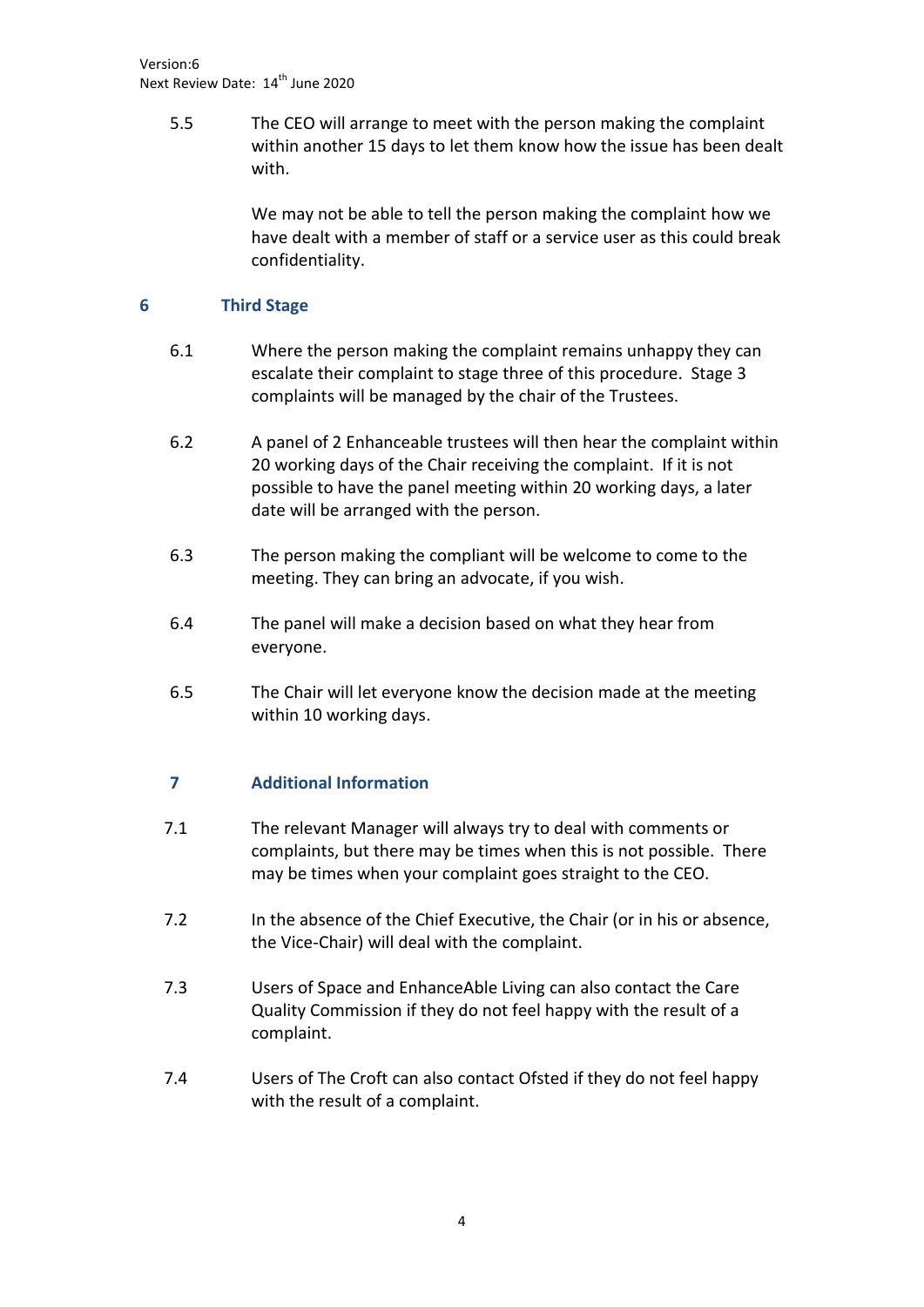5.5 The CEO will arrange to meet with the person making the complaint within another 15 days to let them know how the issue has been dealt with.

We may not be able to tell the person making the complaint how we have dealt with a member of staff or a service user as this could break confidentiality.

## 6 Third Stage

6.1 Where the person making the complaint remains unhappy they can escalate their complaint to stage three of this procedure. Stage 3 complaints will be managed by the chair of the Trustees.

6.2 A panel of 2 Enhanceable trustees will then hear the complaint within 20 working days of the Chair receiving the complaint. If it is not possible to have the panel meeting within 20 working days, a later date will be arranged with the person.

6.3 The person making the compliant will be welcome to come to the meeting. They can bring an advocate, if you wish.

6.4 The panel will make a decision based on what they hear from everyone.

6.5 The Chair will let everyone know the decision made at the meeting within 10 working days.

## 7 Additional Information

7.1 The relevant Manager will always try to deal with comments or complaints, but there may be times when this is not possible. There may be times when your complaint goes straight to the CEO.

7.2 In the absence of the Chief Executive, the Chair (or in his or absence, the Vice-Chair) will deal with the complaint.

7.3 Users of Space and EnhanceAble Living can also contact the Care Quality Commission if they do not feel happy with the result of a complaint.

7.4 Users of The Croft can also contact Ofsted if they do not feel happy with the result of a complaint.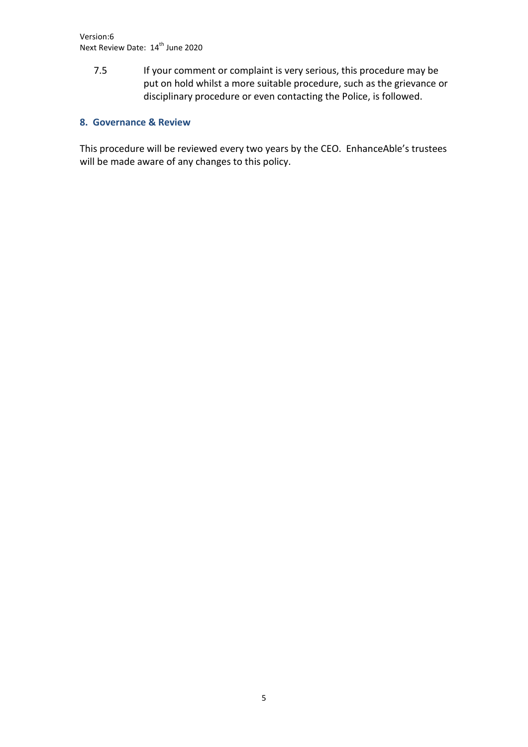7.5 If your comment or complaint is very serious, this procedure may be put on hold whilst a more suitable procedure, such as the grievance or disciplinary procedure or even contacting the Police, is followed.

## 8. Governance & Review

This procedure will be reviewed every two years by the CEO. EnhanceAble's trustees will be made aware of any changes to this policy.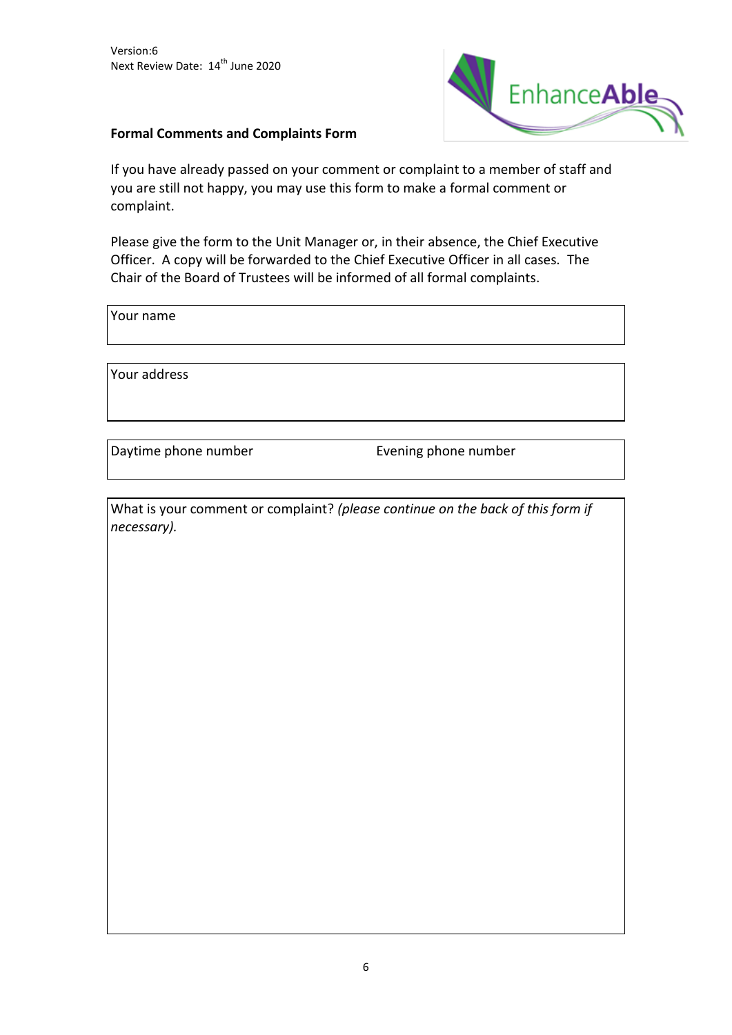Version:6
Next Review Date: 14th June 2020

EnhanceAble

**Formal Comments and Complaints Form**

If you have already passed on your comment or complaint to a member of staff and you are still not happy, you may use this form to make a formal comment or complaint.

Please give the form to the Unit Manager or, in their absence, the Chief Executive Officer. A copy will be forwarded to the Chief Executive Officer in all cases. The Chair of the Board of Trustees will be informed of all formal complaints.

| Your name |
|---|
| |

| Your address |
|---|
| |

| Daytime phone number | Evening phone number |
|---|---|
| | |

| What is your comment or complaint? *(please continue on the back of this form if necessary).* |
|---|
| |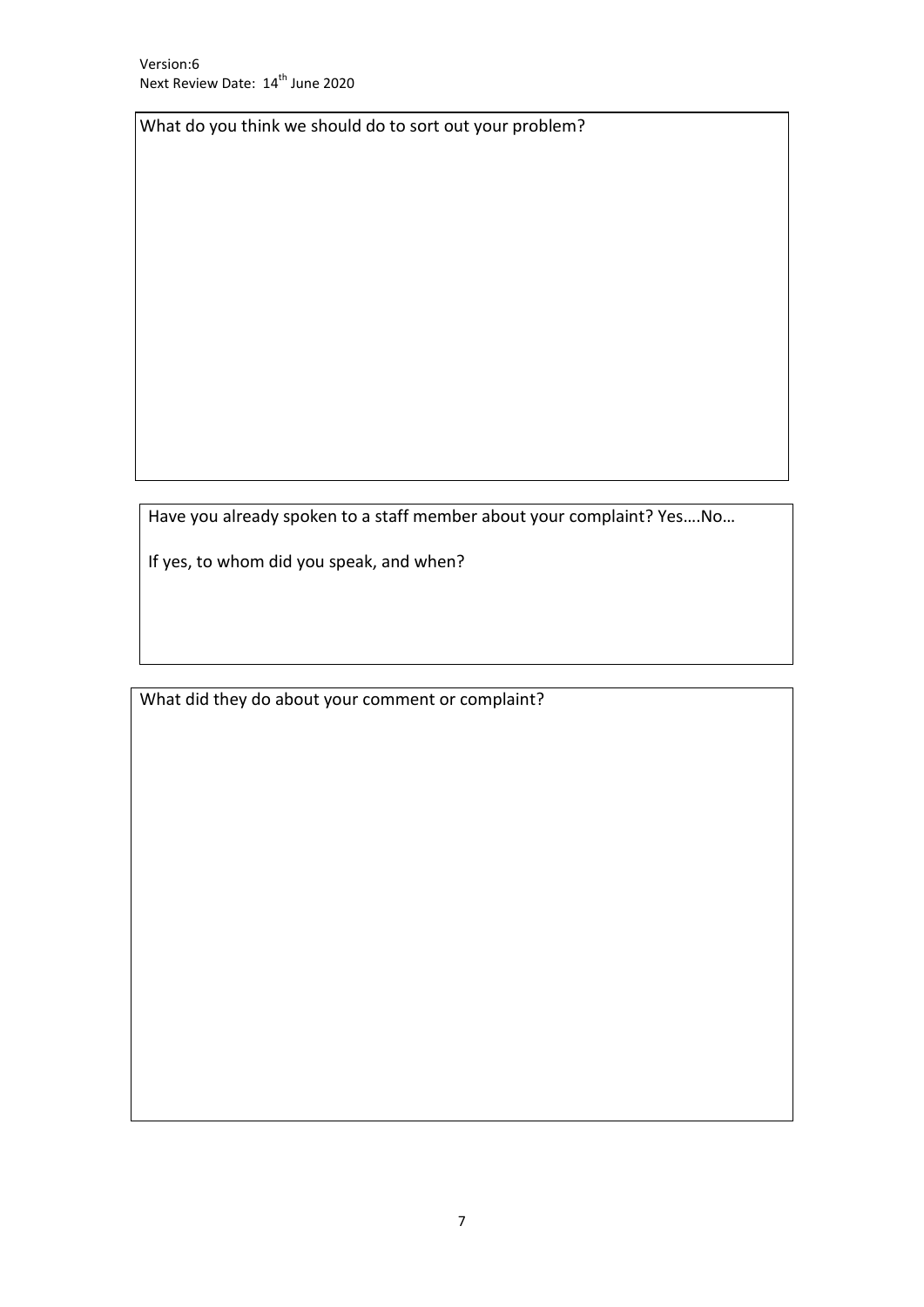What do you think we should do to sort out your problem?

Have you already spoken to a staff member about your complaint? Yes….No…

If yes, to whom did you speak, and when?

What did they do about your comment or complaint?